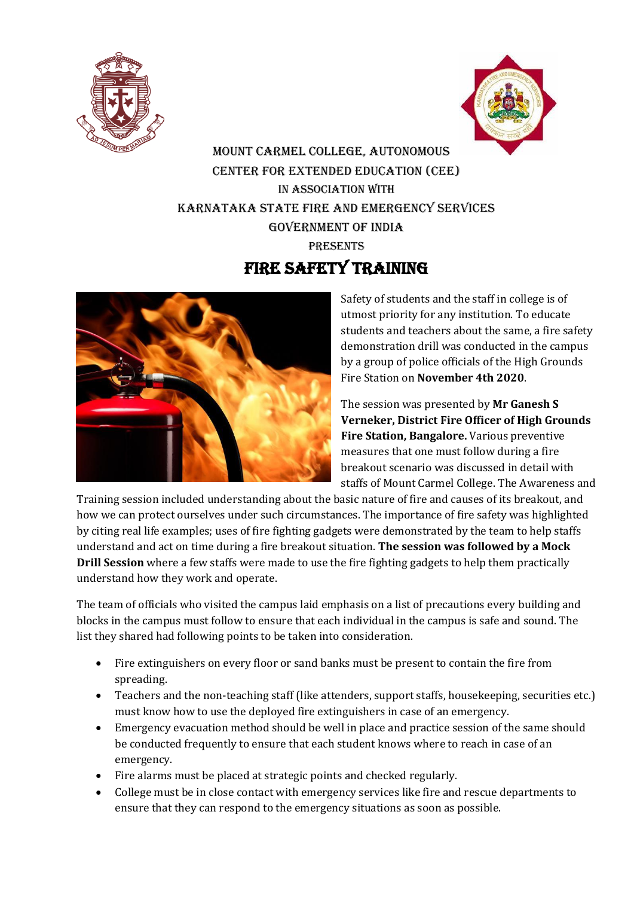MOUNT CARMEL COLLEGE, AUTONOMOUS

CENTER FOR EXTENDED EDUCATION (CEE)

IN ASSOCIATION WITH

KARNATAKA STATE FIRE AND EMERGENCY SERVICES

GOVERNMENT OF INDIA

PRESENTS

# FIRE SAFETY TRAINING

Safety of students and the staff in college is of utmost priority for any institution. To educate students and teachers about the same, a fire safety demonstration drill was conducted in the campus by a group of police officials of the High Grounds Fire Station on **November 4th 2020**.

The session was presented by **Mr Ganesh S Verneker, District Fire Officer of High Grounds Fire Station, Bangalore.** Various preventive measures that one must follow during a fire breakout scenario was discussed in detail with staffs of Mount Carmel College. The Awareness and Training session included understanding about the basic nature of fire and causes of its breakout, and how we can protect ourselves under such circumstances. The importance of fire safety was highlighted by citing real life examples; uses of fire fighting gadgets were demonstrated by the team to help staffs understand and act on time during a fire breakout situation. **The session was followed by a Mock Drill Session** where a few staffs were made to use the fire fighting gadgets to help them practically understand how they work and operate.

The team of officials who visited the campus laid emphasis on a list of precautions every building and blocks in the campus must follow to ensure that each individual in the campus is safe and sound. The list they shared had following points to be taken into consideration.

- Fire extinguishers on every floor or sand banks must be present to contain the fire from spreading.
- Teachers and the non-teaching staff (like attenders, support staffs, housekeeping, securities etc.) must know how to use the deployed fire extinguishers in case of an emergency.
- Emergency evacuation method should be well in place and practice session of the same should be conducted frequently to ensure that each student knows where to reach in case of an emergency.
- Fire alarms must be placed at strategic points and checked regularly.
- College must be in close contact with emergency services like fire and rescue departments to ensure that they can respond to the emergency situations as soon as possible.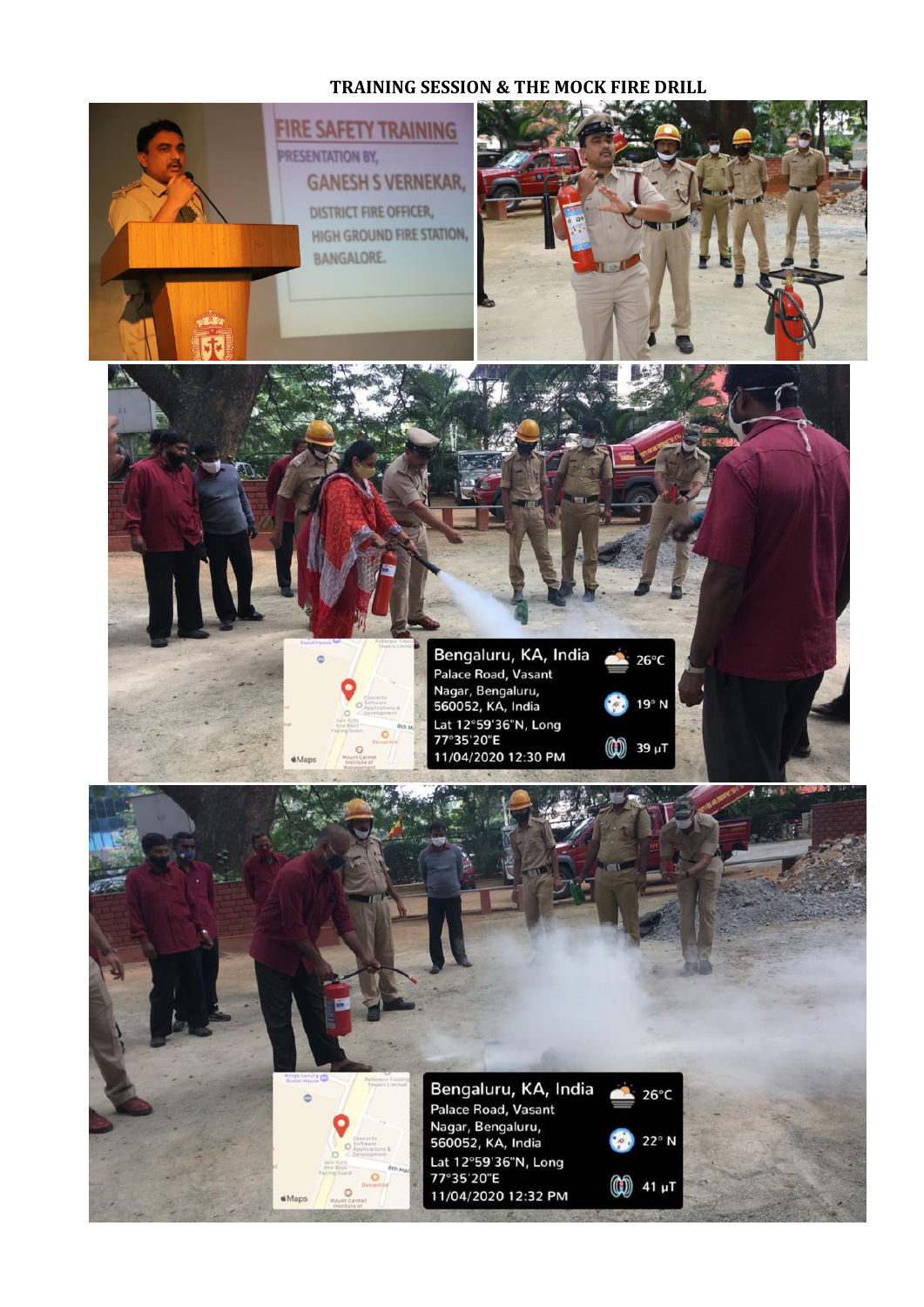# TRAINING SESSION & THE MOCK FIRE DRILL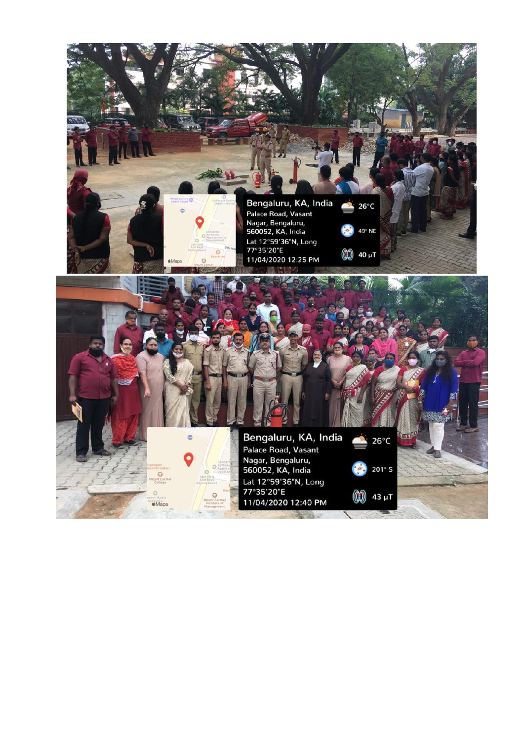Bengaluru, KA, India

Palace Road, Vasant Nagar, Bengaluru, 560052, KA, India

Lat 12°59'36"N, Long 77°35'20"E

11/04/2020 12:25 PM

26°C

49° NE

40 μT

Bengaluru, KA, India

Palace Road, Vasant Nagar, Bengaluru, 560052, KA, India

Lat 12°59'36"N, Long 77°35'20"E

11/04/2020 12:40 PM

26°C

201° S

43 μT